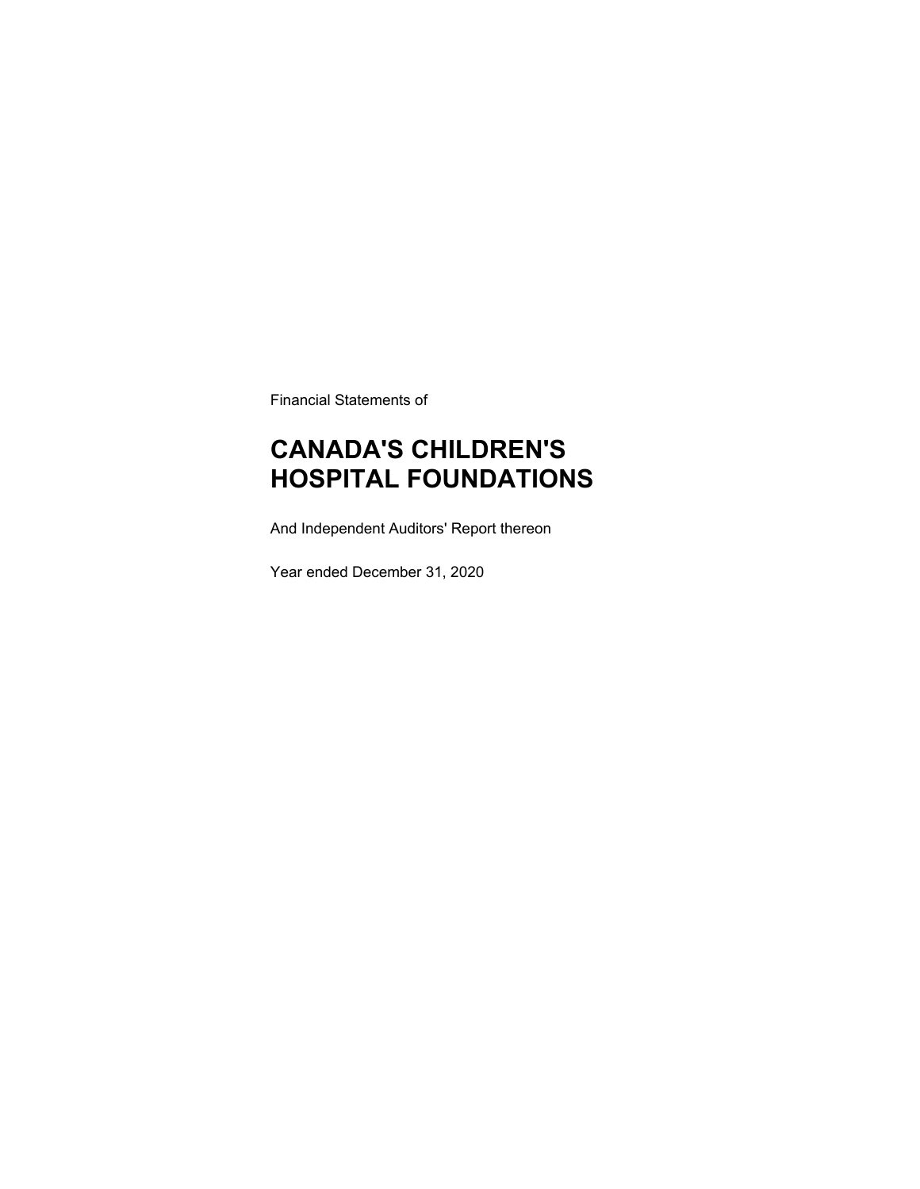Financial Statements of

# CANADA'S CHILDREN'S HOSPITAL FOUNDATIONS

And Independent Auditors' Report thereon

Year ended December 31, 2020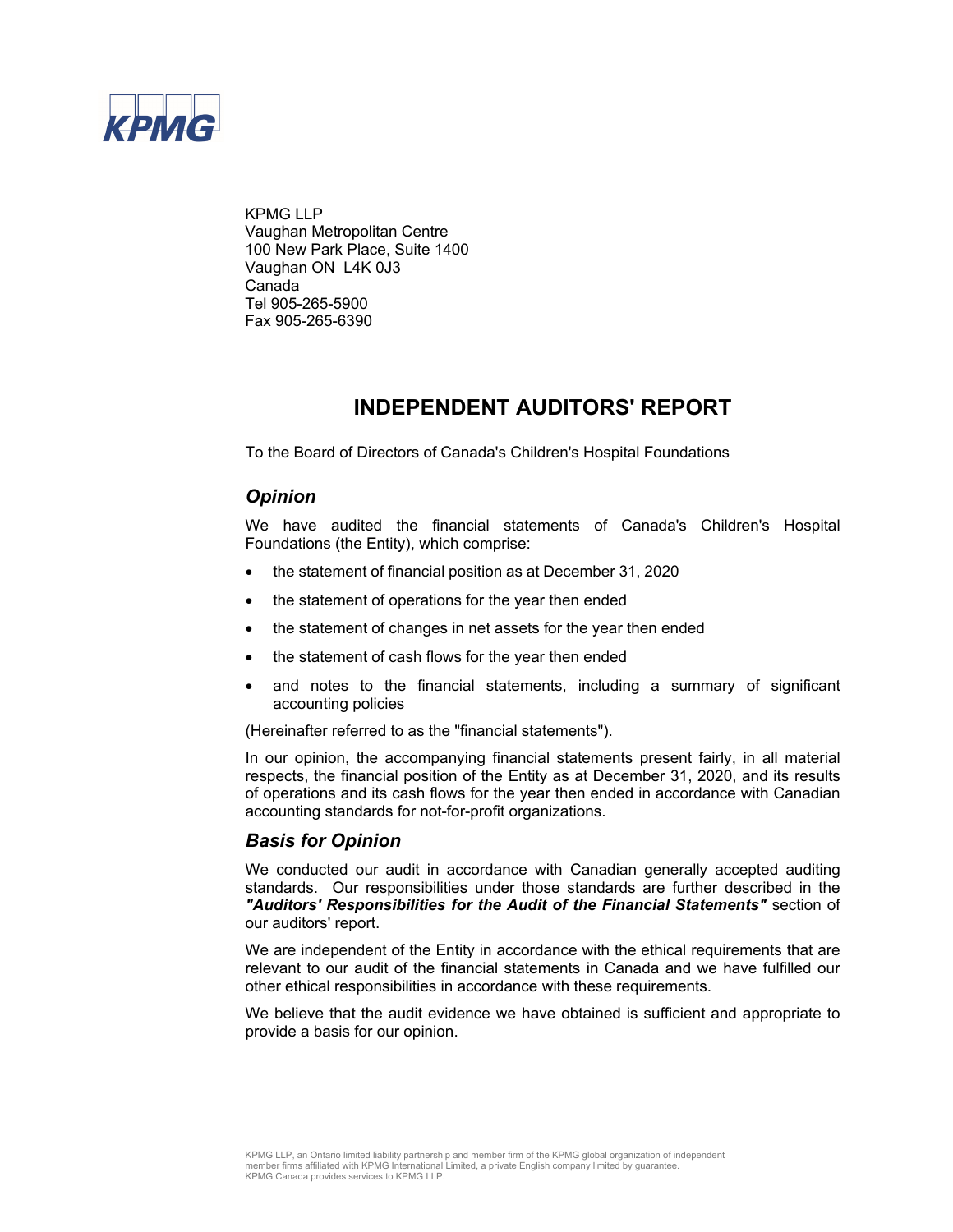KPMG LLP
Vaughan Metropolitan Centre
100 New Park Place, Suite 1400
Vaughan ON L4K 0J3
Canada
Tel 905-265-5900
Fax 905-265-6390

# INDEPENDENT AUDITORS' REPORT

To the Board of Directors of Canada's Children's Hospital Foundations

## *Opinion*

We have audited the financial statements of Canada's Children's Hospital Foundations (the Entity), which comprise:

- the statement of financial position as at December 31, 2020
- the statement of operations for the year then ended
- the statement of changes in net assets for the year then ended
- the statement of cash flows for the year then ended
- and notes to the financial statements, including a summary of significant accounting policies

(Hereinafter referred to as the "financial statements").

In our opinion, the accompanying financial statements present fairly, in all material respects, the financial position of the Entity as at December 31, 2020, and its results of operations and its cash flows for the year then ended in accordance with Canadian accounting standards for not-for-profit organizations.

## *Basis for Opinion*

We conducted our audit in accordance with Canadian generally accepted auditing standards. Our responsibilities under those standards are further described in the ***"Auditors' Responsibilities for the Audit of the Financial Statements"*** section of our auditors' report.

We are independent of the Entity in accordance with the ethical requirements that are relevant to our audit of the financial statements in Canada and we have fulfilled our other ethical responsibilities in accordance with these requirements.

We believe that the audit evidence we have obtained is sufficient and appropriate to provide a basis for our opinion.

KPMG LLP, an Ontario limited liability partnership and member firm of the KPMG global organization of independent member firms affiliated with KPMG International Limited, a private English company limited by guarantee. KPMG Canada provides services to KPMG LLP.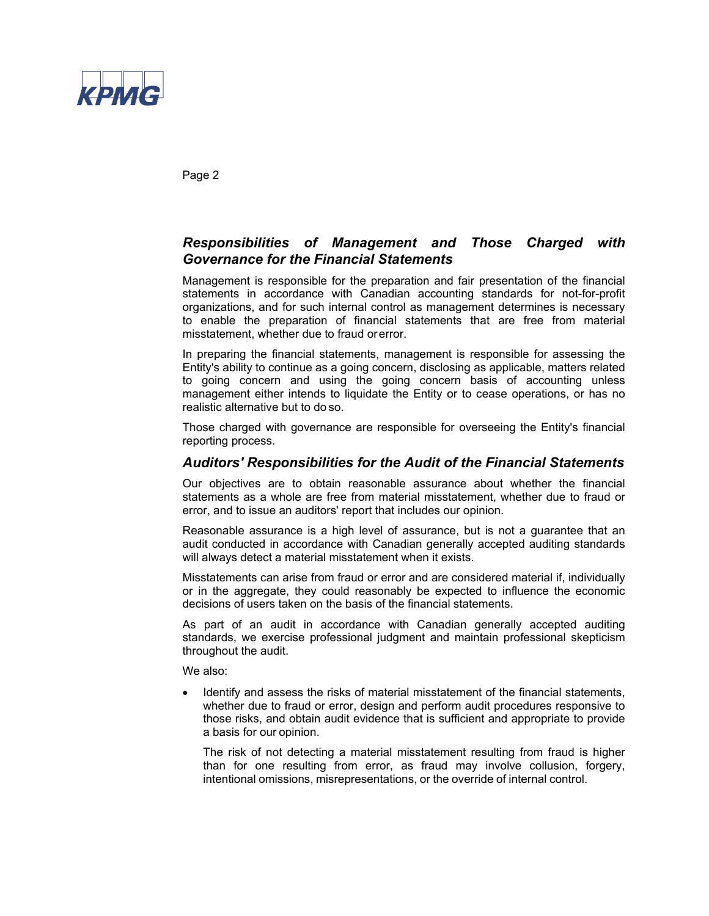### *Responsibilities of Management and Those Charged with Governance for the Financial Statements*

Management is responsible for the preparation and fair presentation of the financial statements in accordance with Canadian accounting standards for not-for-profit organizations, and for such internal control as management determines is necessary to enable the preparation of financial statements that are free from material misstatement, whether due to fraud or error.

In preparing the financial statements, management is responsible for assessing the Entity's ability to continue as a going concern, disclosing as applicable, matters related to going concern and using the going concern basis of accounting unless management either intends to liquidate the Entity or to cease operations, or has no realistic alternative but to do so.

Those charged with governance are responsible for overseeing the Entity's financial reporting process.

### *Auditors' Responsibilities for the Audit of the Financial Statements*

Our objectives are to obtain reasonable assurance about whether the financial statements as a whole are free from material misstatement, whether due to fraud or error, and to issue an auditors' report that includes our opinion.

Reasonable assurance is a high level of assurance, but is not a guarantee that an audit conducted in accordance with Canadian generally accepted auditing standards will always detect a material misstatement when it exists.

Misstatements can arise from fraud or error and are considered material if, individually or in the aggregate, they could reasonably be expected to influence the economic decisions of users taken on the basis of the financial statements.

As part of an audit in accordance with Canadian generally accepted auditing standards, we exercise professional judgment and maintain professional skepticism throughout the audit.

We also:

- Identify and assess the risks of material misstatement of the financial statements, whether due to fraud or error, design and perform audit procedures responsive to those risks, and obtain audit evidence that is sufficient and appropriate to provide a basis for our opinion.

  The risk of not detecting a material misstatement resulting from fraud is higher than for one resulting from error, as fraud may involve collusion, forgery, intentional omissions, misrepresentations, or the override of internal control.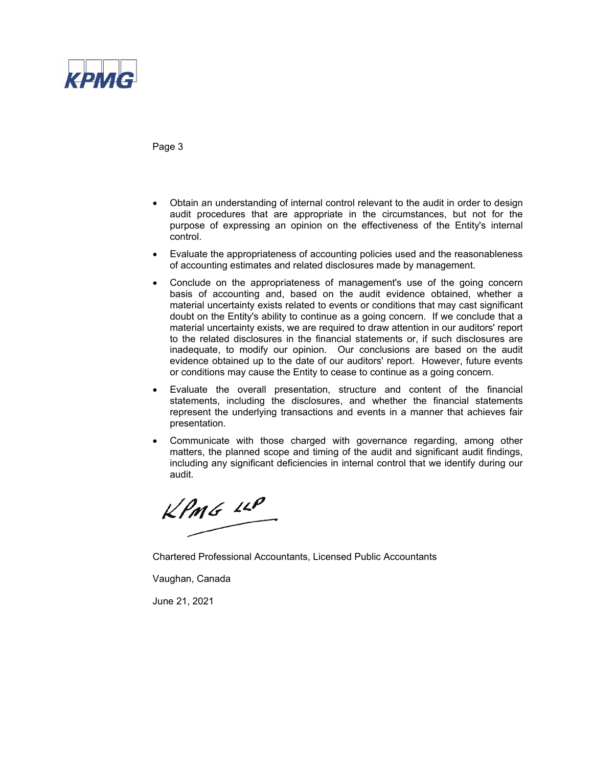- Obtain an understanding of internal control relevant to the audit in order to design audit procedures that are appropriate in the circumstances, but not for the purpose of expressing an opinion on the effectiveness of the Entity's internal control.
- Evaluate the appropriateness of accounting policies used and the reasonableness of accounting estimates and related disclosures made by management.
- Conclude on the appropriateness of management's use of the going concern basis of accounting and, based on the audit evidence obtained, whether a material uncertainty exists related to events or conditions that may cast significant doubt on the Entity's ability to continue as a going concern. If we conclude that a material uncertainty exists, we are required to draw attention in our auditors' report to the related disclosures in the financial statements or, if such disclosures are inadequate, to modify our opinion. Our conclusions are based on the audit evidence obtained up to the date of our auditors' report. However, future events or conditions may cause the Entity to cease to continue as a going concern.
- Evaluate the overall presentation, structure and content of the financial statements, including the disclosures, and whether the financial statements represent the underlying transactions and events in a manner that achieves fair presentation.
- Communicate with those charged with governance regarding, among other matters, the planned scope and timing of the audit and significant audit findings, including any significant deficiencies in internal control that we identify during our audit.

KPMG LLP

Chartered Professional Accountants, Licensed Public Accountants

Vaughan, Canada

June 21, 2021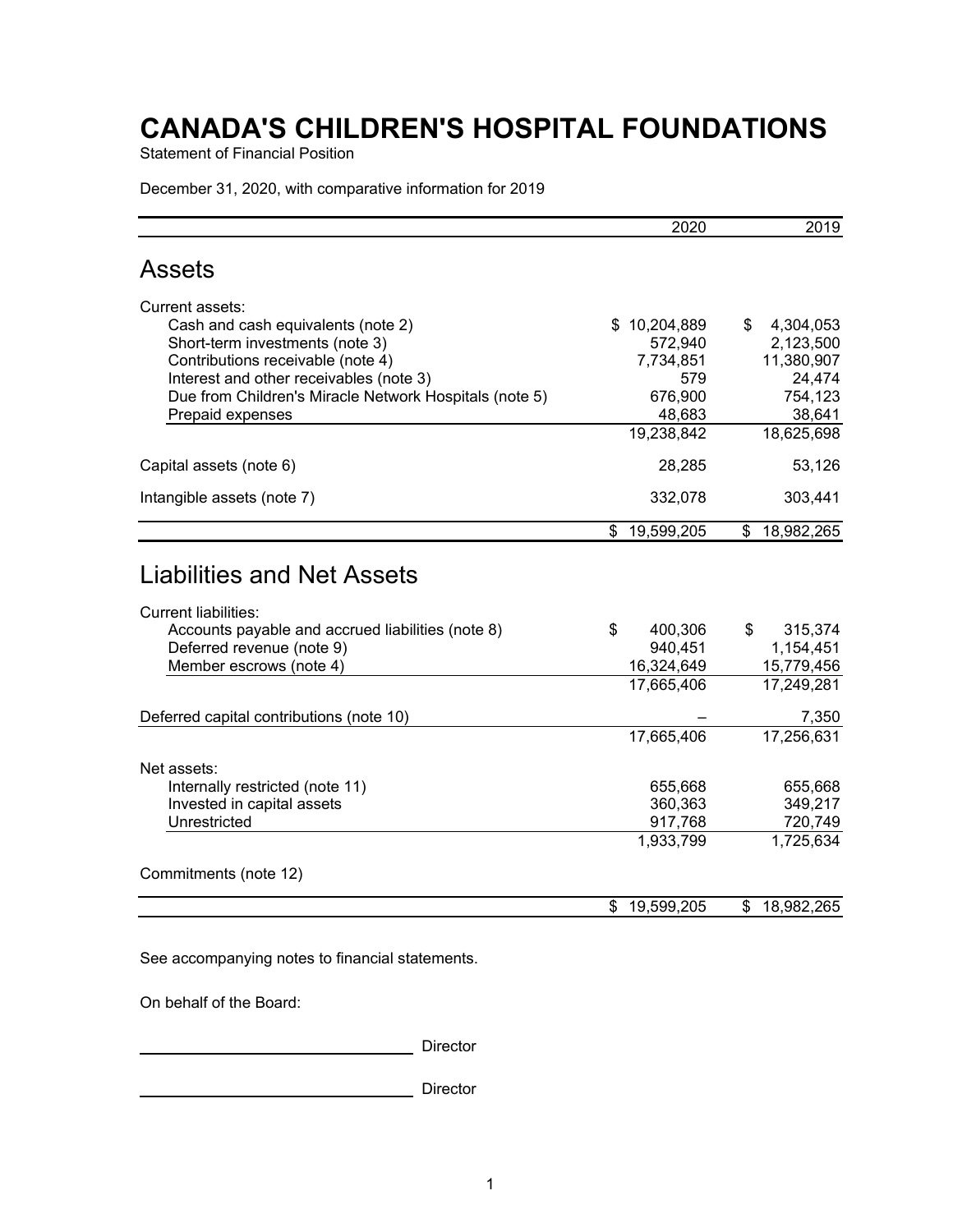# CANADA'S CHILDREN'S HOSPITAL FOUNDATIONS

Statement of Financial Position

December 31, 2020, with comparative information for 2019

| | 2020 | 2019 |
|---|---|---|
| **Assets** | | |
| Current assets: | | |
| Cash and cash equivalents (note 2) | $ 10,204,889 | $ 4,304,053 |
| Short-term investments (note 3) | 572,940 | 2,123,500 |
| Contributions receivable (note 4) | 7,734,851 | 11,380,907 |
| Interest and other receivables (note 3) | 579 | 24,474 |
| Due from Children's Miracle Network Hospitals (note 5) | 676,900 | 754,123 |
| Prepaid expenses | 48,683 | 38,641 |
| | 19,238,842 | 18,625,698 |
| Capital assets (note 6) | 28,285 | 53,126 |
| Intangible assets (note 7) | 332,078 | 303,441 |
| | $ 19,599,205 | $ 18,982,265 |
| **Liabilities and Net Assets** | | |
| Current liabilities: | | |
| Accounts payable and accrued liabilities (note 8) | $ 400,306 | $ 315,374 |
| Deferred revenue (note 9) | 940,451 | 1,154,451 |
| Member escrows (note 4) | 16,324,649 | 15,779,456 |
| | 17,665,406 | 17,249,281 |
| Deferred capital contributions (note 10) | – | 7,350 |
| | 17,665,406 | 17,256,631 |
| Net assets: | | |
| Internally restricted (note 11) | 655,668 | 655,668 |
| Invested in capital assets | 360,363 | 349,217 |
| Unrestricted | 917,768 | 720,749 |
| | 1,933,799 | 1,725,634 |
| Commitments (note 12) | | |
| | $ 19,599,205 | $ 18,982,265 |

See accompanying notes to financial statements.

On behalf of the Board:

______________________ Director

______________________ Director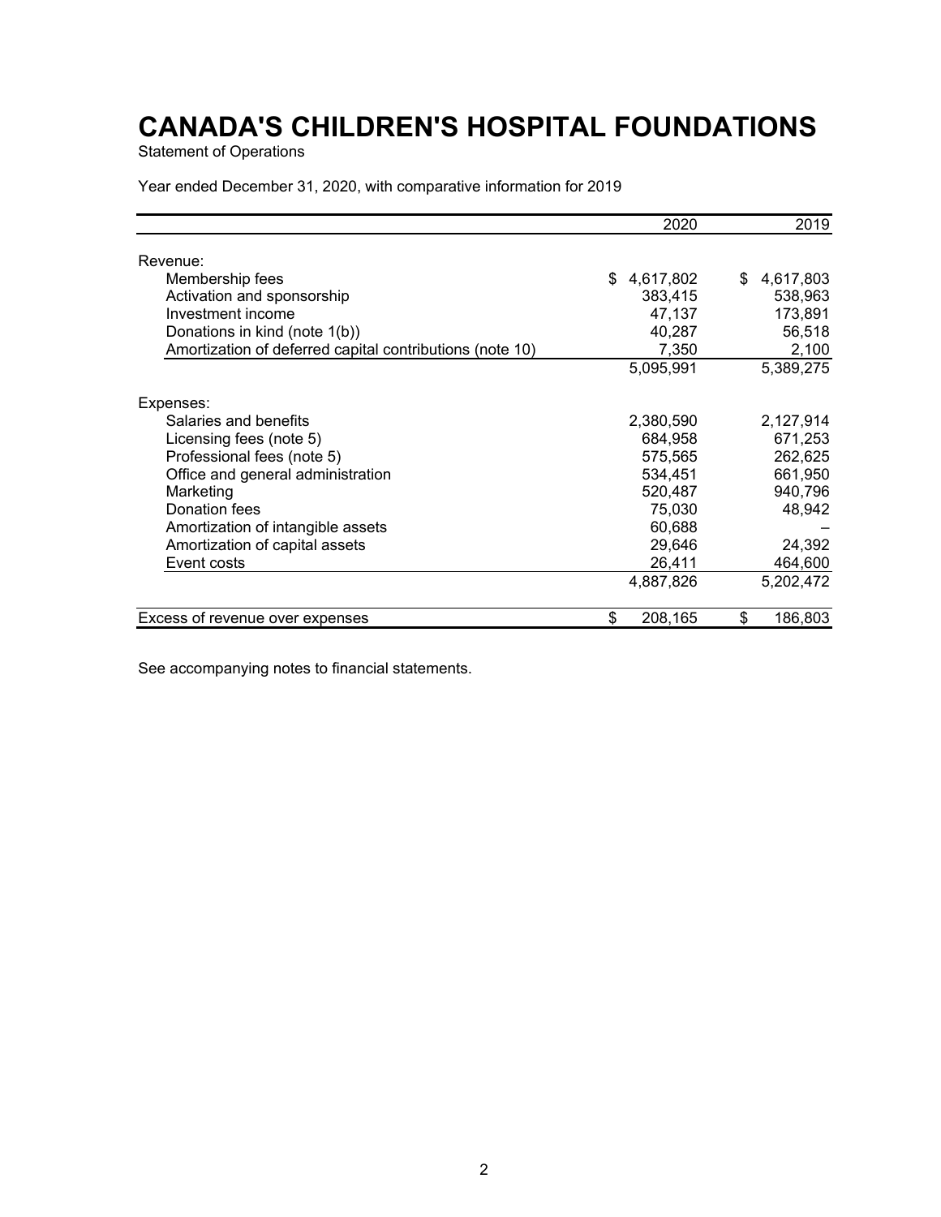# CANADA'S CHILDREN'S HOSPITAL FOUNDATIONS

Statement of Operations

Year ended December 31, 2020, with comparative information for 2019

| | 2020 | 2019 |
|---|---|---|
| Revenue: | | |
| Membership fees | $ 4,617,802 | $ 4,617,803 |
| Activation and sponsorship | 383,415 | 538,963 |
| Investment income | 47,137 | 173,891 |
| Donations in kind (note 1(b)) | 40,287 | 56,518 |
| Amortization of deferred capital contributions (note 10) | 7,350 | 2,100 |
| | 5,095,991 | 5,389,275 |
| Expenses: | | |
| Salaries and benefits | 2,380,590 | 2,127,914 |
| Licensing fees (note 5) | 684,958 | 671,253 |
| Professional fees (note 5) | 575,565 | 262,625 |
| Office and general administration | 534,451 | 661,950 |
| Marketing | 520,487 | 940,796 |
| Donation fees | 75,030 | 48,942 |
| Amortization of intangible assets | 60,688 | – |
| Amortization of capital assets | 29,646 | 24,392 |
| Event costs | 26,411 | 464,600 |
| | 4,887,826 | 5,202,472 |
| Excess of revenue over expenses | $ 208,165 | $ 186,803 |

See accompanying notes to financial statements.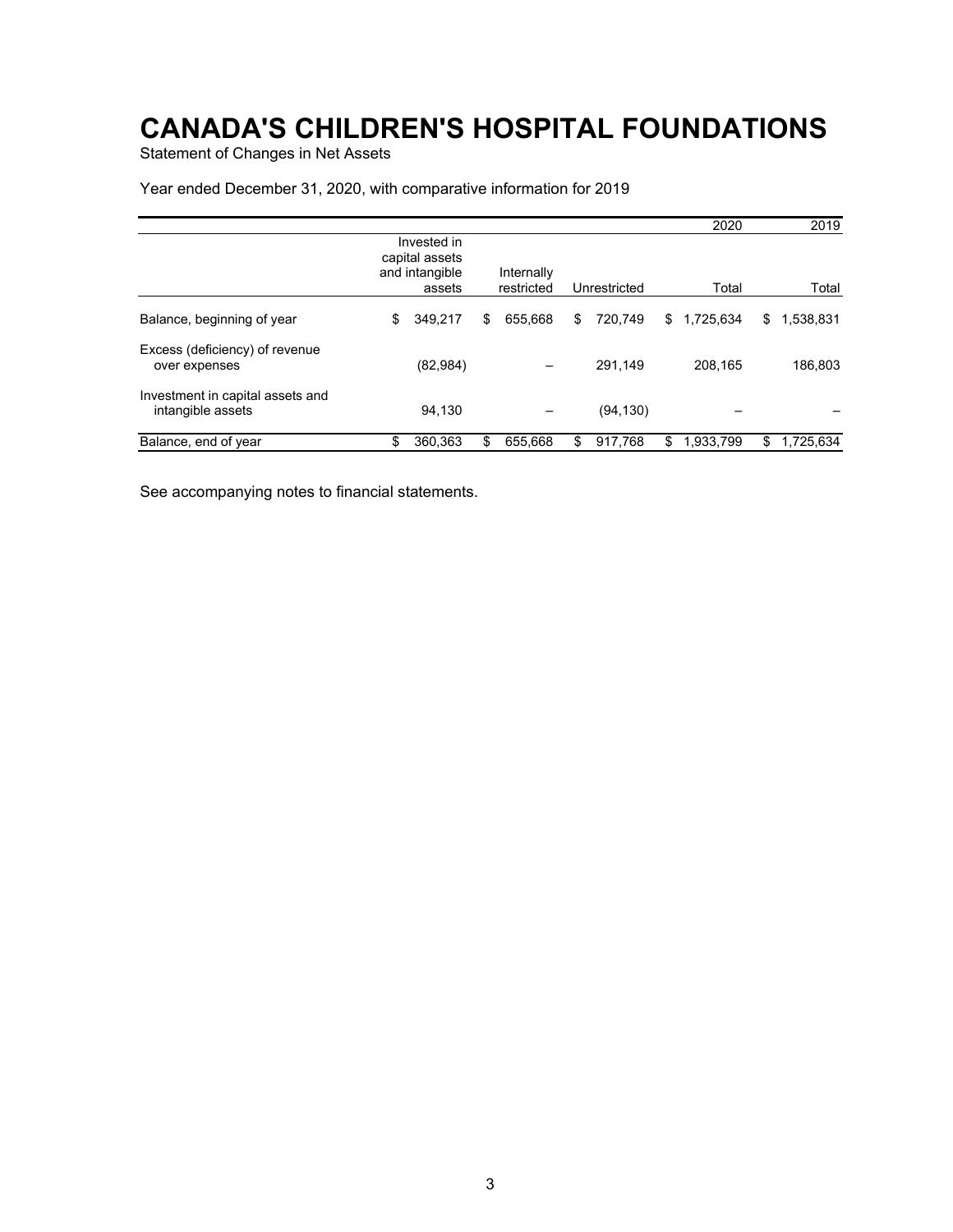# CANADA'S CHILDREN'S HOSPITAL FOUNDATIONS

Statement of Changes in Net Assets

Year ended December 31, 2020, with comparative information for 2019

| | Invested in capital assets and intangible assets | Internally restricted | Unrestricted | 2020 Total | 2019 Total |
|---|---|---|---|---|---|
| Balance, beginning of year | $ 349,217 | $ 655,668 | $ 720,749 | $ 1,725,634 | $ 1,538,831 |
| Excess (deficiency) of revenue over expenses | (82,984) | – | 291,149 | 208,165 | 186,803 |
| Investment in capital assets and intangible assets | 94,130 | – | (94,130) | – | – |
| Balance, end of year | $ 360,363 | $ 655,668 | $ 917,768 | $ 1,933,799 | $ 1,725,634 |

See accompanying notes to financial statements.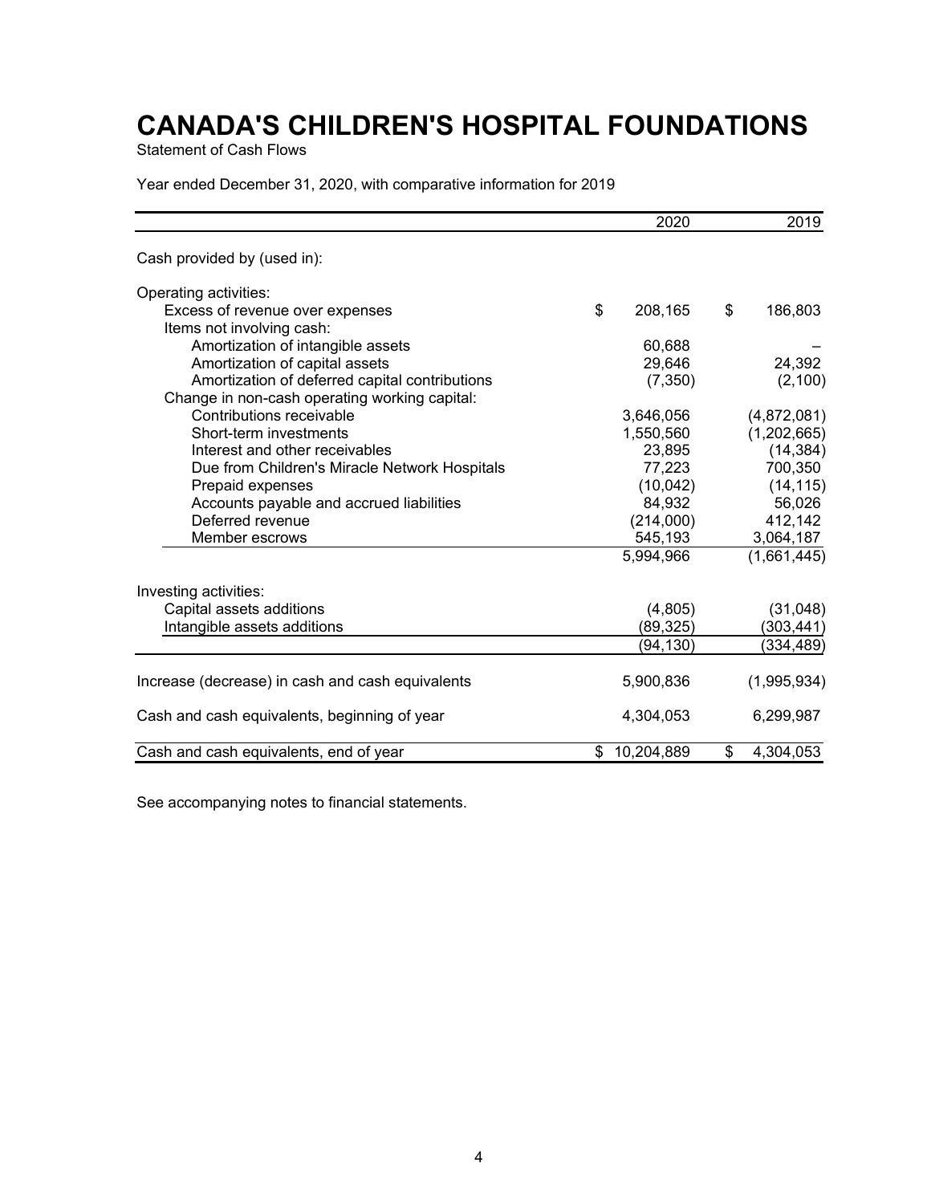# CANADA'S CHILDREN'S HOSPITAL FOUNDATIONS

Statement of Cash Flows

Year ended December 31, 2020, with comparative information for 2019

| | 2020 | 2019 |
|---|---|---|
| Cash provided by (used in): | | |
| Operating activities: | | |
| Excess of revenue over expenses | $ 208,165 | $ 186,803 |
| Items not involving cash: | | |
| Amortization of intangible assets | 60,688 | – |
| Amortization of capital assets | 29,646 | 24,392 |
| Amortization of deferred capital contributions | (7,350) | (2,100) |
| Change in non-cash operating working capital: | | |
| Contributions receivable | 3,646,056 | (4,872,081) |
| Short-term investments | 1,550,560 | (1,202,665) |
| Interest and other receivables | 23,895 | (14,384) |
| Due from Children's Miracle Network Hospitals | 77,223 | 700,350 |
| Prepaid expenses | (10,042) | (14,115) |
| Accounts payable and accrued liabilities | 84,932 | 56,026 |
| Deferred revenue | (214,000) | 412,142 |
| Member escrows | 545,193 | 3,064,187 |
| | 5,994,966 | (1,661,445) |
| Investing activities: | | |
| Capital assets additions | (4,805) | (31,048) |
| Intangible assets additions | (89,325) | (303,441) |
| | (94,130) | (334,489) |
| Increase (decrease) in cash and cash equivalents | 5,900,836 | (1,995,934) |
| Cash and cash equivalents, beginning of year | 4,304,053 | 6,299,987 |
| Cash and cash equivalents, end of year | $ 10,204,889 | $ 4,304,053 |

See accompanying notes to financial statements.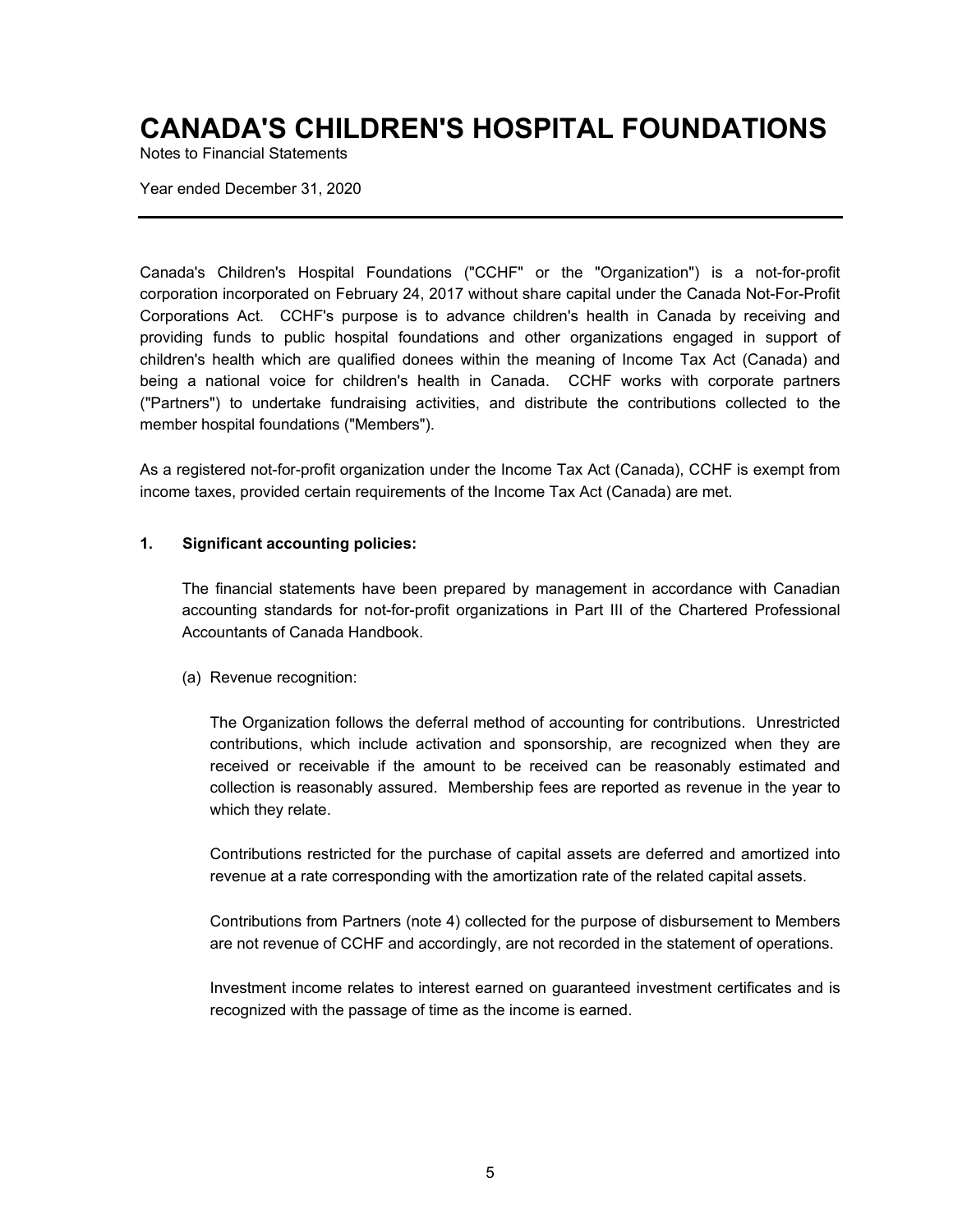# CANADA'S CHILDREN'S HOSPITAL FOUNDATIONS

Notes to Financial Statements

Year ended December 31, 2020

Canada's Children's Hospital Foundations ("CCHF" or the "Organization") is a not-for-profit corporation incorporated on February 24, 2017 without share capital under the Canada Not-For-Profit Corporations Act. CCHF's purpose is to advance children's health in Canada by receiving and providing funds to public hospital foundations and other organizations engaged in support of children's health which are qualified donees within the meaning of Income Tax Act (Canada) and being a national voice for children's health in Canada. CCHF works with corporate partners ("Partners") to undertake fundraising activities, and distribute the contributions collected to the member hospital foundations ("Members").

As a registered not-for-profit organization under the Income Tax Act (Canada), CCHF is exempt from income taxes, provided certain requirements of the Income Tax Act (Canada) are met.

## 1. Significant accounting policies:

The financial statements have been prepared by management in accordance with Canadian accounting standards for not-for-profit organizations in Part III of the Chartered Professional Accountants of Canada Handbook.

(a) Revenue recognition:

The Organization follows the deferral method of accounting for contributions. Unrestricted contributions, which include activation and sponsorship, are recognized when they are received or receivable if the amount to be received can be reasonably estimated and collection is reasonably assured. Membership fees are reported as revenue in the year to which they relate.

Contributions restricted for the purchase of capital assets are deferred and amortized into revenue at a rate corresponding with the amortization rate of the related capital assets.

Contributions from Partners (note 4) collected for the purpose of disbursement to Members are not revenue of CCHF and accordingly, are not recorded in the statement of operations.

Investment income relates to interest earned on guaranteed investment certificates and is recognized with the passage of time as the income is earned.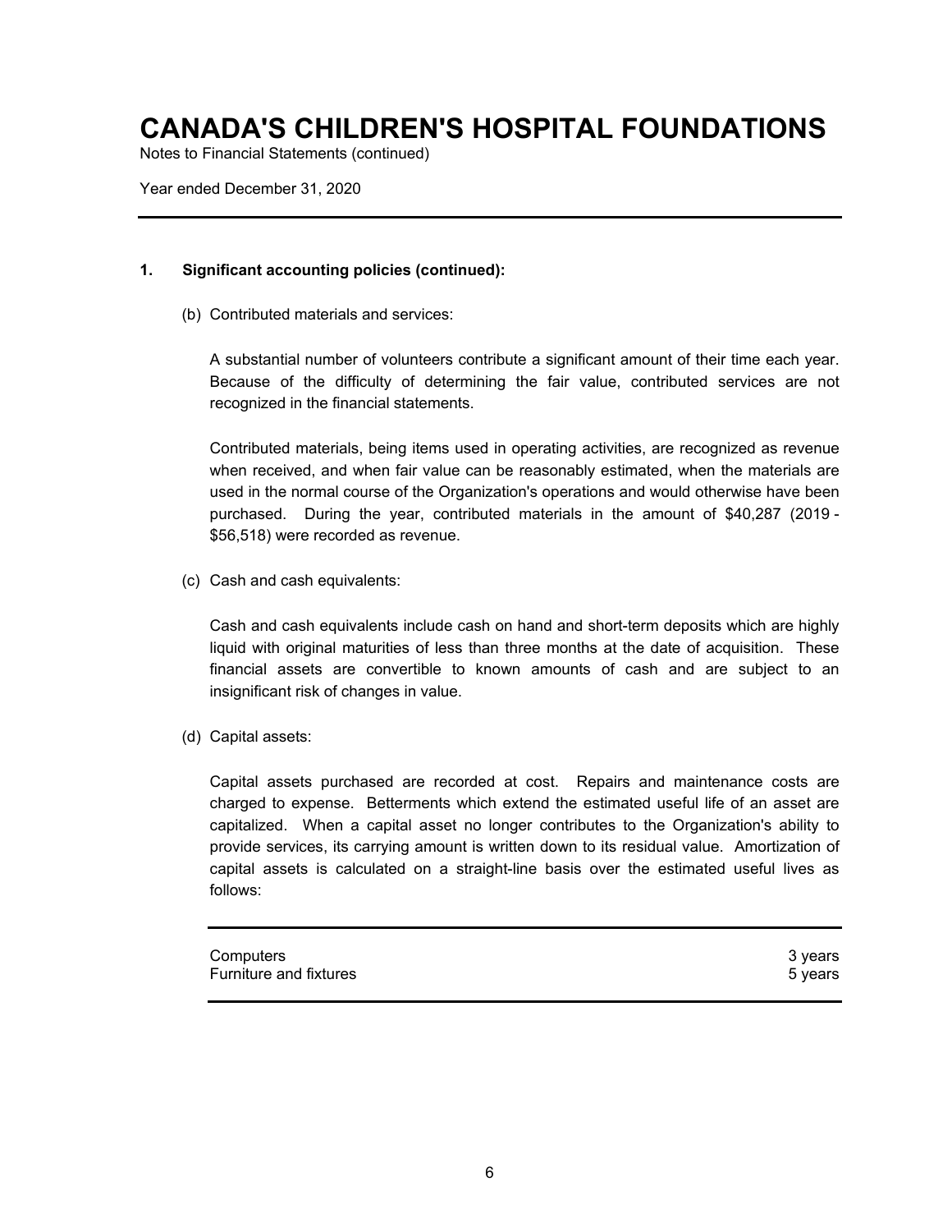# CANADA'S CHILDREN'S HOSPITAL FOUNDATIONS

Notes to Financial Statements (continued)

Year ended December 31, 2020

---

**1. Significant accounting policies (continued):**

(b) Contributed materials and services:

A substantial number of volunteers contribute a significant amount of their time each year. Because of the difficulty of determining the fair value, contributed services are not recognized in the financial statements.

Contributed materials, being items used in operating activities, are recognized as revenue when received, and when fair value can be reasonably estimated, when the materials are used in the normal course of the Organization's operations and would otherwise have been purchased. During the year, contributed materials in the amount of $40,287 (2019 - $56,518) were recorded as revenue.

(c) Cash and cash equivalents:

Cash and cash equivalents include cash on hand and short-term deposits which are highly liquid with original maturities of less than three months at the date of acquisition. These financial assets are convertible to known amounts of cash and are subject to an insignificant risk of changes in value.

(d) Capital assets:

Capital assets purchased are recorded at cost. Repairs and maintenance costs are charged to expense. Betterments which extend the estimated useful life of an asset are capitalized. When a capital asset no longer contributes to the Organization's ability to provide services, its carrying amount is written down to its residual value. Amortization of capital assets is calculated on a straight-line basis over the estimated useful lives as follows:

| | |
|---|---|
| Computers | 3 years |
| Furniture and fixtures | 5 years |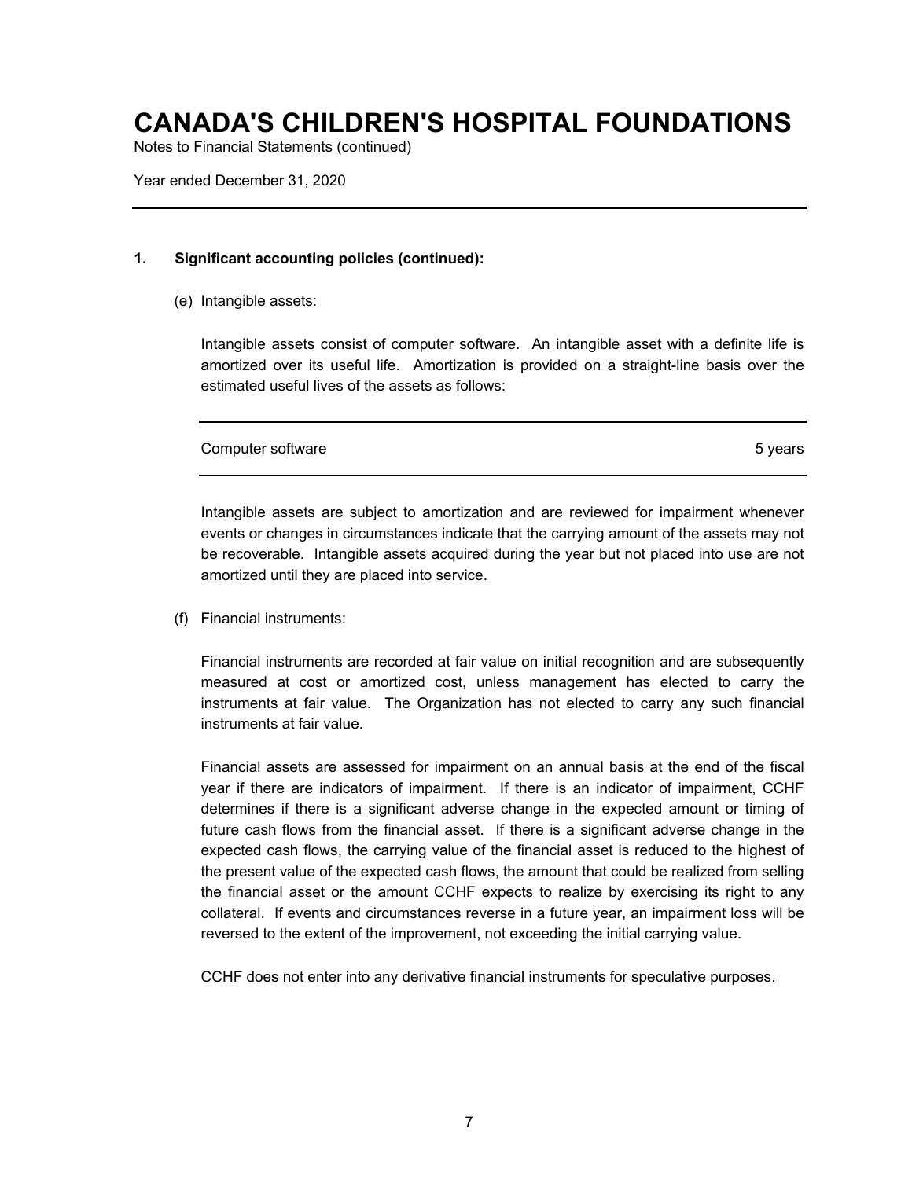# CANADA'S CHILDREN'S HOSPITAL FOUNDATIONS

Notes to Financial Statements (continued)

Year ended December 31, 2020

## 1. Significant accounting policies (continued):

(e) Intangible assets:

Intangible assets consist of computer software. An intangible asset with a definite life is amortized over its useful life. Amortization is provided on a straight-line basis over the estimated useful lives of the assets as follows:

| | |
|---|---|
| Computer software | 5 years |

Intangible assets are subject to amortization and are reviewed for impairment whenever events or changes in circumstances indicate that the carrying amount of the assets may not be recoverable. Intangible assets acquired during the year but not placed into use are not amortized until they are placed into service.

(f) Financial instruments:

Financial instruments are recorded at fair value on initial recognition and are subsequently measured at cost or amortized cost, unless management has elected to carry the instruments at fair value. The Organization has not elected to carry any such financial instruments at fair value.

Financial assets are assessed for impairment on an annual basis at the end of the fiscal year if there are indicators of impairment. If there is an indicator of impairment, CCHF determines if there is a significant adverse change in the expected amount or timing of future cash flows from the financial asset. If there is a significant adverse change in the expected cash flows, the carrying value of the financial asset is reduced to the highest of the present value of the expected cash flows, the amount that could be realized from selling the financial asset or the amount CCHF expects to realize by exercising its right to any collateral. If events and circumstances reverse in a future year, an impairment loss will be reversed to the extent of the improvement, not exceeding the initial carrying value.

CCHF does not enter into any derivative financial instruments for speculative purposes.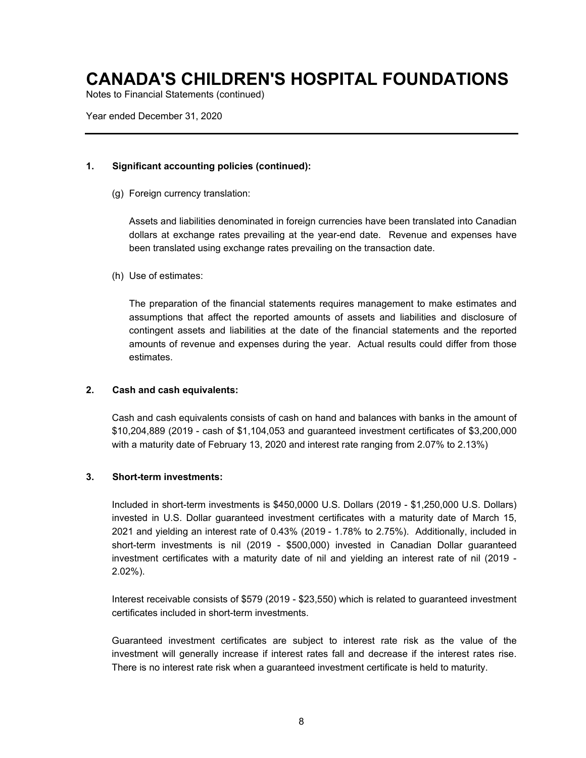# CANADA'S CHILDREN'S HOSPITAL FOUNDATIONS

Notes to Financial Statements (continued)

Year ended December 31, 2020

---

## 1. Significant accounting policies (continued):

(g) Foreign currency translation:

Assets and liabilities denominated in foreign currencies have been translated into Canadian dollars at exchange rates prevailing at the year-end date. Revenue and expenses have been translated using exchange rates prevailing on the transaction date.

(h) Use of estimates:

The preparation of the financial statements requires management to make estimates and assumptions that affect the reported amounts of assets and liabilities and disclosure of contingent assets and liabilities at the date of the financial statements and the reported amounts of revenue and expenses during the year. Actual results could differ from those estimates.

## 2. Cash and cash equivalents:

Cash and cash equivalents consists of cash on hand and balances with banks in the amount of $10,204,889 (2019 - cash of $1,104,053 and guaranteed investment certificates of $3,200,000 with a maturity date of February 13, 2020 and interest rate ranging from 2.07% to 2.13%)

## 3. Short-term investments:

Included in short-term investments is $450,0000 U.S. Dollars (2019 - $1,250,000 U.S. Dollars) invested in U.S. Dollar guaranteed investment certificates with a maturity date of March 15, 2021 and yielding an interest rate of 0.43% (2019 - 1.78% to 2.75%). Additionally, included in short-term investments is nil (2019 - $500,000) invested in Canadian Dollar guaranteed investment certificates with a maturity date of nil and yielding an interest rate of nil (2019 - 2.02%).

Interest receivable consists of $579 (2019 - $23,550) which is related to guaranteed investment certificates included in short-term investments.

Guaranteed investment certificates are subject to interest rate risk as the value of the investment will generally increase if interest rates fall and decrease if the interest rates rise. There is no interest rate risk when a guaranteed investment certificate is held to maturity.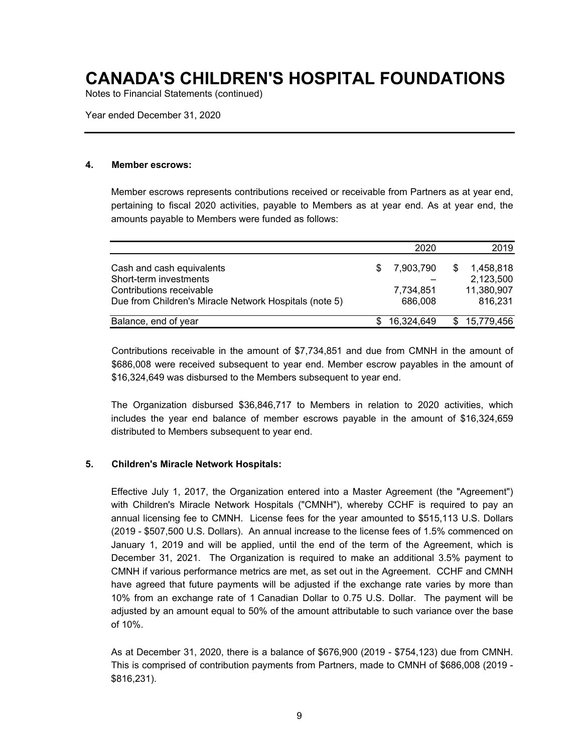# CANADA'S CHILDREN'S HOSPITAL FOUNDATIONS

Notes to Financial Statements (continued)

Year ended December 31, 2020

## 4. Member escrows:

Member escrows represents contributions received or receivable from Partners as at year end, pertaining to fiscal 2020 activities, payable to Members as at year end. As at year end, the amounts payable to Members were funded as follows:

| | 2020 | 2019 |
|---|---|---|
| Cash and cash equivalents | $ 7,903,790 | $ 1,458,818 |
| Short-term investments | – | 2,123,500 |
| Contributions receivable | 7,734,851 | 11,380,907 |
| Due from Children's Miracle Network Hospitals (note 5) | 686,008 | 816,231 |
| Balance, end of year | $ 16,324,649 | $ 15,779,456 |

Contributions receivable in the amount of $7,734,851 and due from CMNH in the amount of $686,008 were received subsequent to year end. Member escrow payables in the amount of $16,324,649 was disbursed to the Members subsequent to year end.

The Organization disbursed $36,846,717 to Members in relation to 2020 activities, which includes the year end balance of member escrows payable in the amount of $16,324,659 distributed to Members subsequent to year end.

## 5. Children's Miracle Network Hospitals:

Effective July 1, 2017, the Organization entered into a Master Agreement (the "Agreement") with Children's Miracle Network Hospitals ("CMNH"), whereby CCHF is required to pay an annual licensing fee to CMNH. License fees for the year amounted to $515,113 U.S. Dollars (2019 - $507,500 U.S. Dollars). An annual increase to the license fees of 1.5% commenced on January 1, 2019 and will be applied, until the end of the term of the Agreement, which is December 31, 2021. The Organization is required to make an additional 3.5% payment to CMNH if various performance metrics are met, as set out in the Agreement. CCHF and CMNH have agreed that future payments will be adjusted if the exchange rate varies by more than 10% from an exchange rate of 1 Canadian Dollar to 0.75 U.S. Dollar. The payment will be adjusted by an amount equal to 50% of the amount attributable to such variance over the base of 10%.

As at December 31, 2020, there is a balance of $676,900 (2019 - $754,123) due from CMNH. This is comprised of contribution payments from Partners, made to CMNH of $686,008 (2019 - $816,231).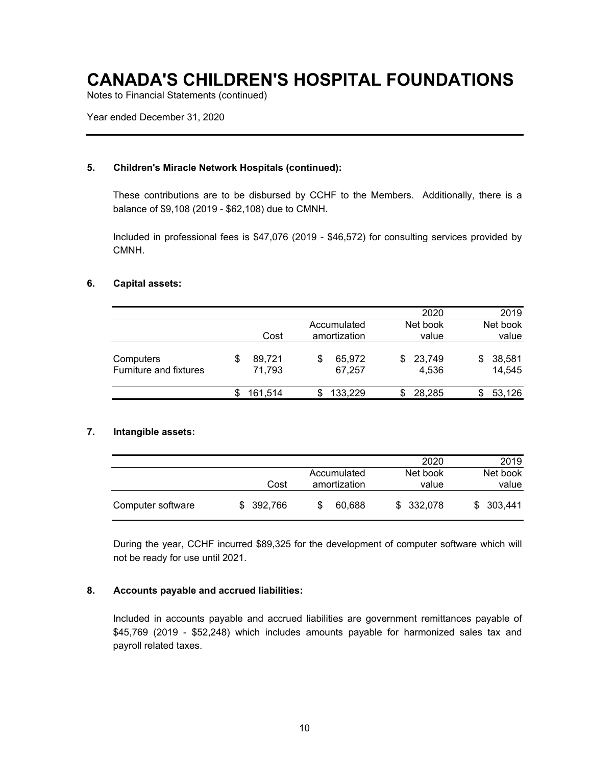# CANADA'S CHILDREN'S HOSPITAL FOUNDATIONS

Notes to Financial Statements (continued)

Year ended December 31, 2020

### 5. Children's Miracle Network Hospitals (continued):

These contributions are to be disbursed by CCHF to the Members. Additionally, there is a balance of $9,108 (2019 - $62,108) due to CMNH.

Included in professional fees is $47,076 (2019 - $46,572) for consulting services provided by CMNH.

### 6. Capital assets:

| | Cost | Accumulated amortization | 2020 Net book value | 2019 Net book value |
|---|---|---|---|---|
| Computers | $ 89,721 | $ 65,972 | $ 23,749 | $ 38,581 |
| Furniture and fixtures | 71,793 | 67,257 | 4,536 | 14,545 |
| | $ 161,514 | $ 133,229 | $ 28,285 | $ 53,126 |

### 7. Intangible assets:

| | Cost | Accumulated amortization | 2020 Net book value | 2019 Net book value |
|---|---|---|---|---|
| Computer software | $ 392,766 | $ 60,688 | $ 332,078 | $ 303,441 |

During the year, CCHF incurred $89,325 for the development of computer software which will not be ready for use until 2021.

### 8. Accounts payable and accrued liabilities:

Included in accounts payable and accrued liabilities are government remittances payable of $45,769 (2019 - $52,248) which includes amounts payable for harmonized sales tax and payroll related taxes.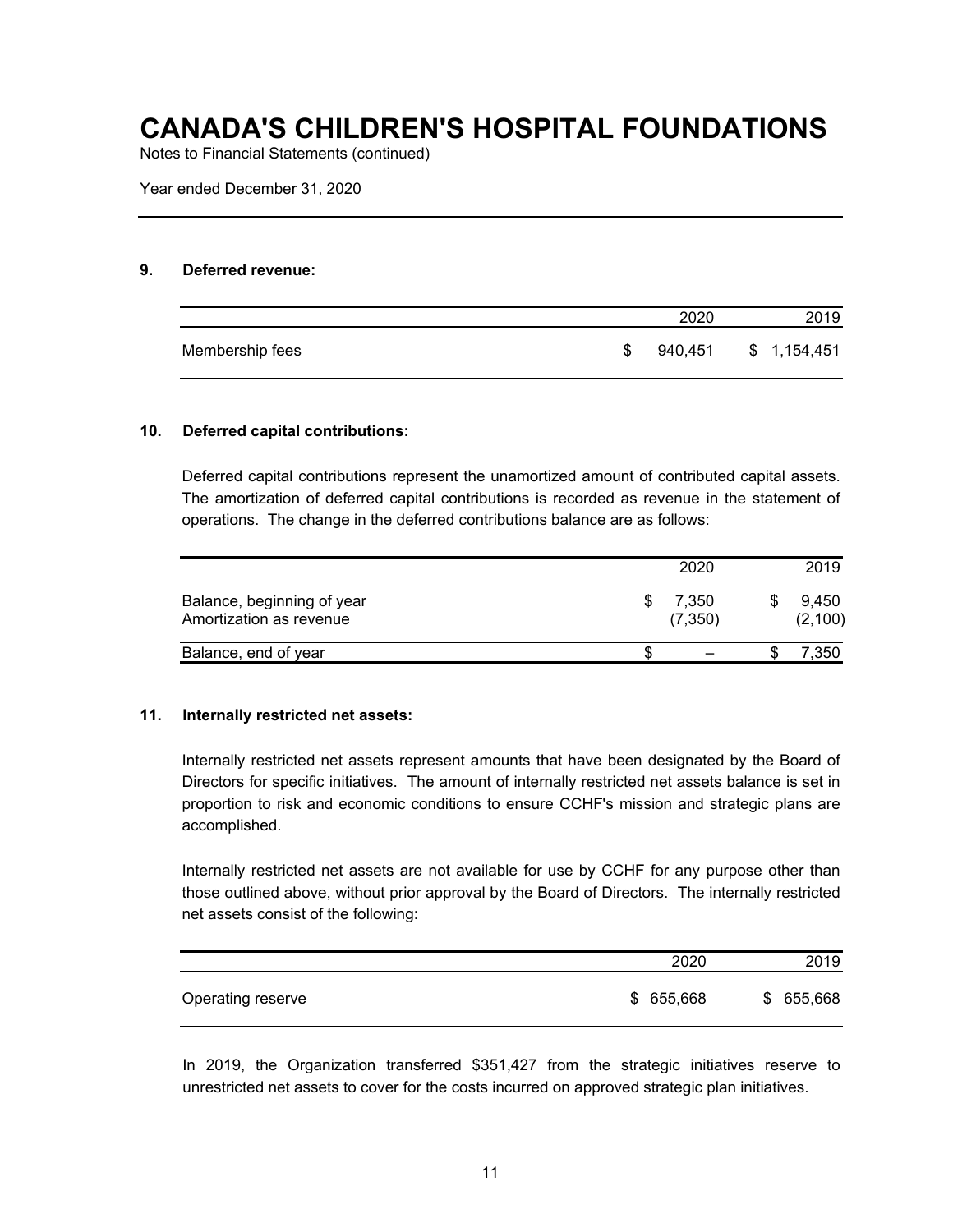# CANADA'S CHILDREN'S HOSPITAL FOUNDATIONS

Notes to Financial Statements (continued)

Year ended December 31, 2020

### 9. Deferred revenue:

| | 2020 | 2019 |
|---|---|---|
| Membership fees | $ 940,451 | $ 1,154,451 |

### 10. Deferred capital contributions:

Deferred capital contributions represent the unamortized amount of contributed capital assets. The amortization of deferred capital contributions is recorded as revenue in the statement of operations. The change in the deferred contributions balance are as follows:

| | 2020 | 2019 |
|---|---|---|
| Balance, beginning of year | $ 7,350 | $ 9,450 |
| Amortization as revenue | (7,350) | (2,100) |
| Balance, end of year | $ – | $ 7,350 |

### 11. Internally restricted net assets:

Internally restricted net assets represent amounts that have been designated by the Board of Directors for specific initiatives. The amount of internally restricted net assets balance is set in proportion to risk and economic conditions to ensure CCHF's mission and strategic plans are accomplished.

Internally restricted net assets are not available for use by CCHF for any purpose other than those outlined above, without prior approval by the Board of Directors. The internally restricted net assets consist of the following:

| | 2020 | 2019 |
|---|---|---|
| Operating reserve | $ 655,668 | $ 655,668 |

In 2019, the Organization transferred $351,427 from the strategic initiatives reserve to unrestricted net assets to cover for the costs incurred on approved strategic plan initiatives.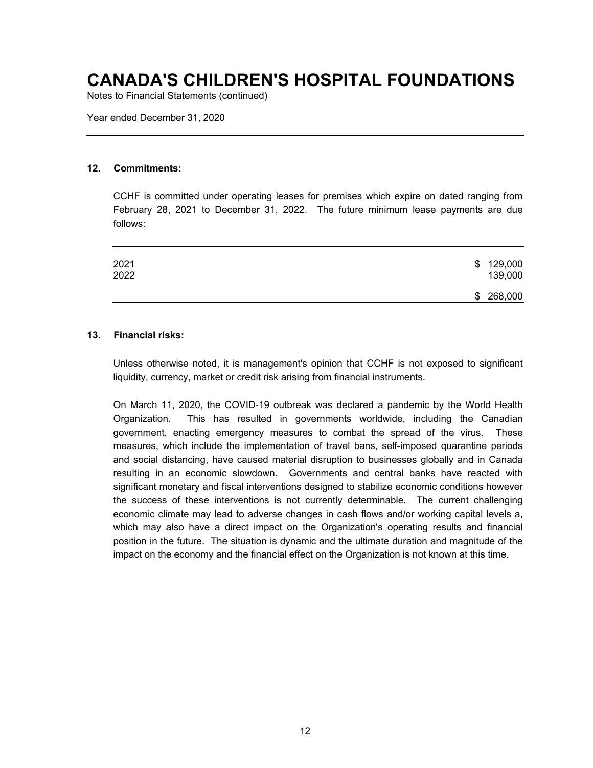# CANADA'S CHILDREN'S HOSPITAL FOUNDATIONS

Notes to Financial Statements (continued)

Year ended December 31, 2020

## 12. Commitments:

CCHF is committed under operating leases for premises which expire on dated ranging from February 28, 2021 to December 31, 2022. The future minimum lease payments are due follows:

| | |
|---|---|
| 2021 | $ 129,000 |
| 2022 | 139,000 |
| | $ 268,000 |

## 13. Financial risks:

Unless otherwise noted, it is management's opinion that CCHF is not exposed to significant liquidity, currency, market or credit risk arising from financial instruments.

On March 11, 2020, the COVID-19 outbreak was declared a pandemic by the World Health Organization. This has resulted in governments worldwide, including the Canadian government, enacting emergency measures to combat the spread of the virus. These measures, which include the implementation of travel bans, self-imposed quarantine periods and social distancing, have caused material disruption to businesses globally and in Canada resulting in an economic slowdown. Governments and central banks have reacted with significant monetary and fiscal interventions designed to stabilize economic conditions however the success of these interventions is not currently determinable. The current challenging economic climate may lead to adverse changes in cash flows and/or working capital levels a, which may also have a direct impact on the Organization's operating results and financial position in the future. The situation is dynamic and the ultimate duration and magnitude of the impact on the economy and the financial effect on the Organization is not known at this time.